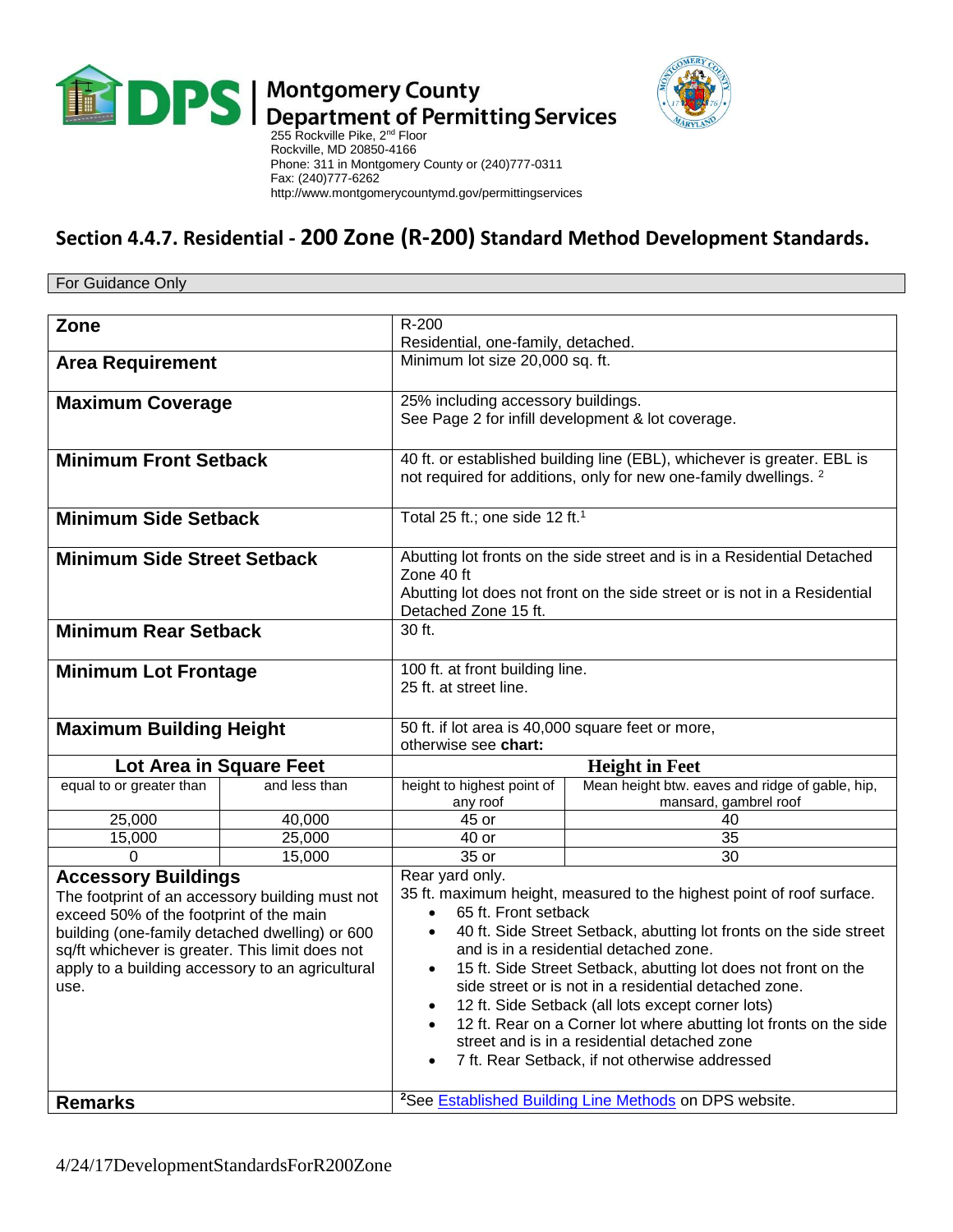Montgomery County
Department of Permitting Services
255 Rockville Pike, 2nd Floor
Rockville, MD 20850-4166
Phone: 311 in Montgomery County or (240)777-0311
Fax: (240)777-6262
http://www.montgomerycountymd.gov/permittingservices

## Section 4.4.7. Residential - 200 Zone (R-200) Standard Method Development Standards.

For Guidance Only

| **Zone** | | R-200<br>Residential, one-family, detached. | |
|---|---|---|---|
| **Area Requirement** | | Minimum lot size 20,000 sq. ft. | |
| **Maximum Coverage** | | 25% including accessory buildings.<br>See Page 2 for infill development & lot coverage. | |
| **Minimum Front Setback** | | 40 ft. or established building line (EBL), whichever is greater. EBL is not required for additions, only for new one-family dwellings. [2] | |
| **Minimum Side Setback** | | Total 25 ft.; one side 12 ft.[1] | |
| **Minimum Side Street Setback** | | Abutting lot fronts on the side street and is in a Residential Detached Zone 40 ft<br>Abutting lot does not front on the side street or is not in a Residential Detached Zone 15 ft. | |
| **Minimum Rear Setback** | | 30 ft. | |
| **Minimum Lot Frontage** | | 100 ft. at front building line.<br>25 ft. at street line. | |
| **Maximum Building Height** | | 50 ft. if lot area is 40,000 square feet or more, otherwise see **chart:** | |
| **Lot Area in Square Feet** | | **Height in Feet** | |
| equal to or greater than | and less than | height to highest point of any roof | Mean height btw. eaves and ridge of gable, hip, mansard, gambrel roof |
| 25,000 | 40,000 | 45 or | 40 |
| 15,000 | 25,000 | 40 or | 35 |
| 0 | 15,000 | 35 or | 30 |
| **Accessory Buildings**<br>The footprint of an accessory building must not exceed 50% of the footprint of the main building (one-family detached dwelling) or 600 sq/ft whichever is greater. This limit does not apply to a building accessory to an agricultural use. | | Rear yard only.<br>35 ft. maximum height, measured to the highest point of roof surface.<br>• 65 ft. Front setback<br>• 40 ft. Side Street Setback, abutting lot fronts on the side street and is in a residential detached zone.<br>• 15 ft. Side Street Setback, abutting lot does not front on the side street or is not in a residential detached zone.<br>• 12 ft. Side Setback (all lots except corner lots)<br>• 12 ft. Rear on a Corner lot where abutting lot fronts on the side street and is in a residential detached zone<br>• 7 ft. Rear Setback, if not otherwise addressed | |
| **Remarks** | | [2]See Established Building Line Methods on DPS website. | |

4/24/17DevelopmentStandardsForR200Zone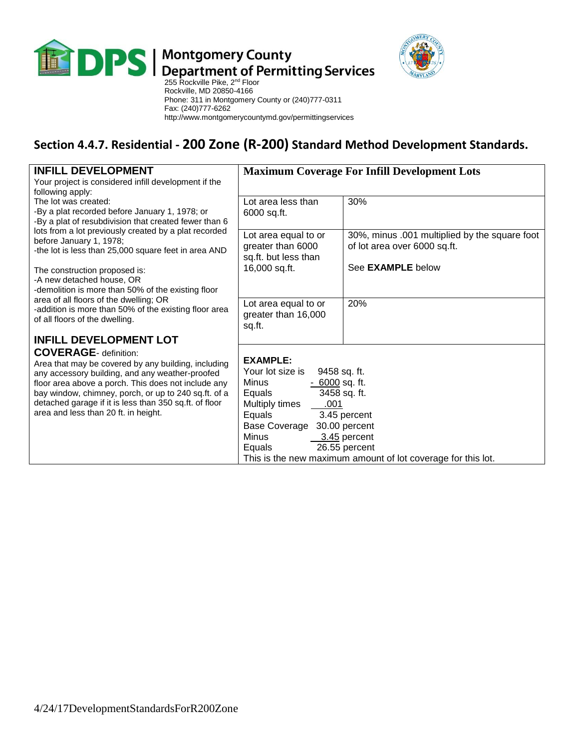# Montgomery County Department of Permitting Services

255 Rockville Pike, 2nd Floor
Rockville, MD 20850-4166
Phone: 311 in Montgomery County or (240)777-0311
Fax: (240)777-6262
http://www.montgomerycountymd.gov/permittingservices

## Section 4.4.7. Residential - 200 Zone (R-200) Standard Method Development Standards.

**INFILL DEVELOPMENT**

Your project is considered infill development if the following apply:

The lot was created:

-By a plat recorded before January 1, 1978; or
-By a plat of resubdivision that created fewer than 6 lots from a lot previously created by a plat recorded before January 1, 1978;
-the lot is less than 25,000 square feet in area AND

The construction proposed is:

-A new detached house, OR
-demolition is more than 50% of the existing floor area of all floors of the dwelling; OR
-addition is more than 50% of the existing floor area of all floors of the dwelling.

**INFILL DEVELOPMENT LOT COVERAGE**- definition:

Area that may be covered by any building, including any accessory building, and any weather-proofed floor area above a porch. This does not include any bay window, chimney, porch, or up to 240 sq.ft. of a detached garage if it is less than 350 sq.ft. of floor area and less than 20 ft. in height.

**Maximum Coverage For Infill Development Lots**

| | |
|---|---|
| Lot area less than 6000 sq.ft. | 30% |
| Lot area equal to or greater than 6000 sq.ft. but less than 16,000 sq.ft. | 30%, minus .001 multiplied by the square foot of lot area over 6000 sq.ft. <br><br> See **EXAMPLE** below |
| Lot area equal to or greater than 16,000 sq.ft. | 20% |

**EXAMPLE:**

| | |
|---|---|
| Your lot size is | 9458 sq. ft. |
| Minus | - 6000 sq. ft. |
| Equals | 3458 sq. ft. |
| Multiply times | .001 |
| Equals | 3.45 percent |
| Base Coverage | 30.00 percent |
| Minus | 3.45 percent |
| Equals | 26.55 percent |

This is the new maximum amount of lot coverage for this lot.

4/24/17DevelopmentStandardsForR200Zone